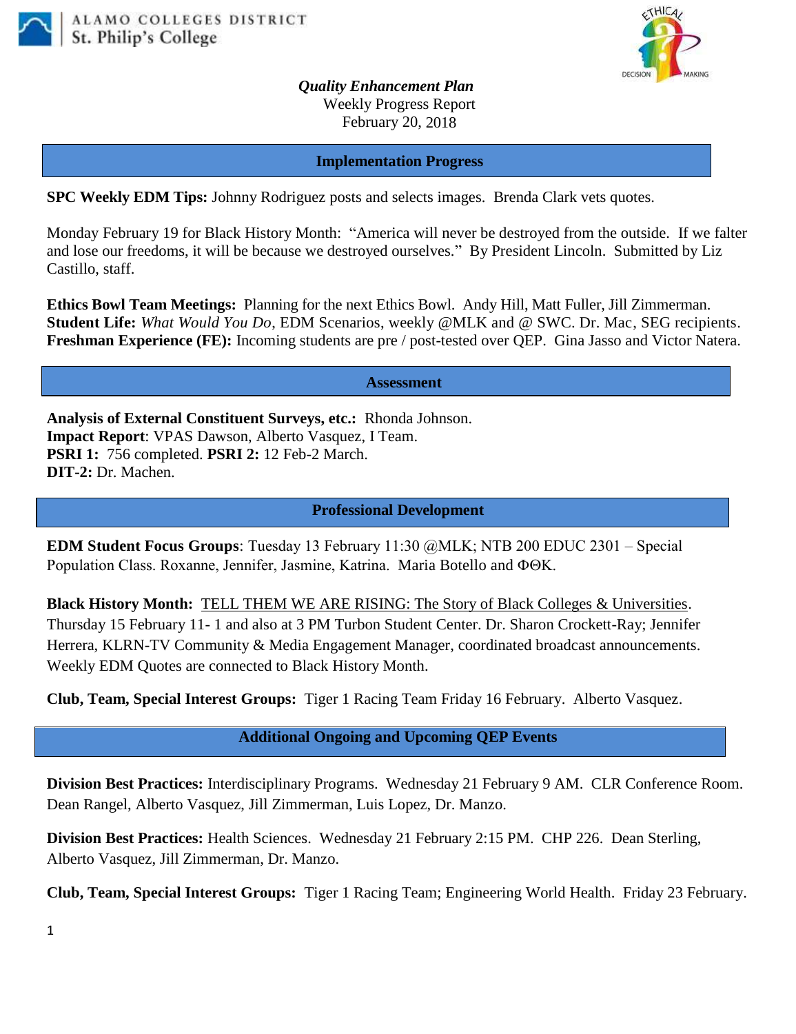ALAMO COLLEGES DISTRICT
St. Philip's College

*Quality Enhancement Plan*
Weekly Progress Report
February 20, 2018

## Implementation Progress

**SPC Weekly EDM Tips:** Johnny Rodriguez posts and selects images. Brenda Clark vets quotes.

Monday February 19 for Black History Month: "America will never be destroyed from the outside. If we falter and lose our freedoms, it will be because we destroyed ourselves." By President Lincoln. Submitted by Liz Castillo, staff.

**Ethics Bowl Team Meetings:** Planning for the next Ethics Bowl. Andy Hill, Matt Fuller, Jill Zimmerman.
**Student Life:** *What Would You Do*, EDM Scenarios, weekly @MLK and @ SWC. Dr. Mac, SEG recipients.
**Freshman Experience (FE):** Incoming students are pre / post-tested over QEP. Gina Jasso and Victor Natera.

## Assessment

**Analysis of External Constituent Surveys, etc.:** Rhonda Johnson.
**Impact Report**: VPAS Dawson, Alberto Vasquez, I Team.
**PSRI 1:** 756 completed. **PSRI 2:** 12 Feb-2 March.
**DIT-2:** Dr. Machen.

## Professional Development

**EDM Student Focus Groups**: Tuesday 13 February 11:30 @MLK; NTB 200 EDUC 2301 – Special Population Class. Roxanne, Jennifer, Jasmine, Katrina. Maria Botello and ΦΘΚ.

**Black History Month:** TELL THEM WE ARE RISING: The Story of Black Colleges & Universities. Thursday 15 February 11- 1 and also at 3 PM Turbon Student Center. Dr. Sharon Crockett-Ray; Jennifer Herrera, KLRN-TV Community & Media Engagement Manager, coordinated broadcast announcements. Weekly EDM Quotes are connected to Black History Month.

**Club, Team, Special Interest Groups:** Tiger 1 Racing Team Friday 16 February. Alberto Vasquez.

## Additional Ongoing and Upcoming QEP Events

**Division Best Practices:** Interdisciplinary Programs. Wednesday 21 February 9 AM. CLR Conference Room. Dean Rangel, Alberto Vasquez, Jill Zimmerman, Luis Lopez, Dr. Manzo.

**Division Best Practices:** Health Sciences. Wednesday 21 February 2:15 PM. CHP 226. Dean Sterling, Alberto Vasquez, Jill Zimmerman, Dr. Manzo.

**Club, Team, Special Interest Groups:** Tiger 1 Racing Team; Engineering World Health. Friday 23 February.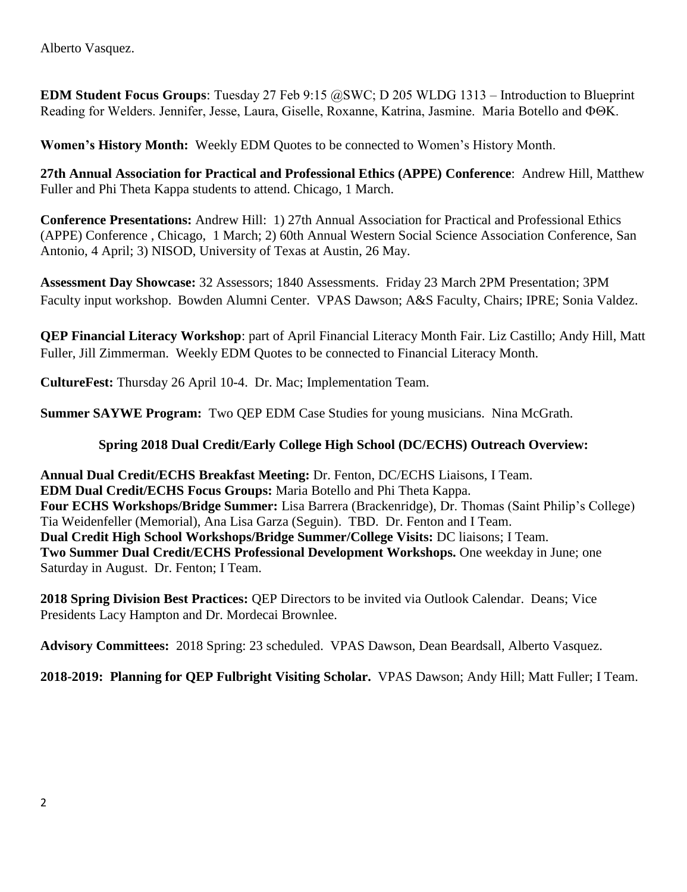Alberto Vasquez.

**EDM Student Focus Groups**: Tuesday 27 Feb 9:15 @SWC; D 205 WLDG 1313 – Introduction to Blueprint Reading for Welders. Jennifer, Jesse, Laura, Giselle, Roxanne, Katrina, Jasmine. Maria Botello and ΦΘΚ.

**Women's History Month:** Weekly EDM Quotes to be connected to Women's History Month.

**27th Annual Association for Practical and Professional Ethics (APPE) Conference**: Andrew Hill, Matthew Fuller and Phi Theta Kappa students to attend. Chicago, 1 March.

**Conference Presentations:** Andrew Hill: 1) 27th Annual Association for Practical and Professional Ethics (APPE) Conference , Chicago, 1 March; 2) 60th Annual Western Social Science Association Conference, San Antonio, 4 April; 3) NISOD, University of Texas at Austin, 26 May.

**Assessment Day Showcase:** 32 Assessors; 1840 Assessments. Friday 23 March 2PM Presentation; 3PM Faculty input workshop. Bowden Alumni Center. VPAS Dawson; A&S Faculty, Chairs; IPRE; Sonia Valdez.

**QEP Financial Literacy Workshop**: part of April Financial Literacy Month Fair. Liz Castillo; Andy Hill, Matt Fuller, Jill Zimmerman. Weekly EDM Quotes to be connected to Financial Literacy Month.

**CultureFest:** Thursday 26 April 10-4. Dr. Mac; Implementation Team.

**Summer SAYWE Program:** Two QEP EDM Case Studies for young musicians. Nina McGrath.

**Spring 2018 Dual Credit/Early College High School (DC/ECHS) Outreach Overview:**

**Annual Dual Credit/ECHS Breakfast Meeting:** Dr. Fenton, DC/ECHS Liaisons, I Team.
**EDM Dual Credit/ECHS Focus Groups:** Maria Botello and Phi Theta Kappa.
**Four ECHS Workshops/Bridge Summer:** Lisa Barrera (Brackenridge), Dr. Thomas (Saint Philip's College) Tia Weidenfeller (Memorial), Ana Lisa Garza (Seguin). TBD. Dr. Fenton and I Team.
**Dual Credit High School Workshops/Bridge Summer/College Visits:** DC liaisons; I Team.
**Two Summer Dual Credit/ECHS Professional Development Workshops.** One weekday in June; one Saturday in August. Dr. Fenton; I Team.

**2018 Spring Division Best Practices:** QEP Directors to be invited via Outlook Calendar. Deans; Vice Presidents Lacy Hampton and Dr. Mordecai Brownlee.

**Advisory Committees:** 2018 Spring: 23 scheduled. VPAS Dawson, Dean Beardsall, Alberto Vasquez.

**2018-2019: Planning for QEP Fulbright Visiting Scholar.** VPAS Dawson; Andy Hill; Matt Fuller; I Team.